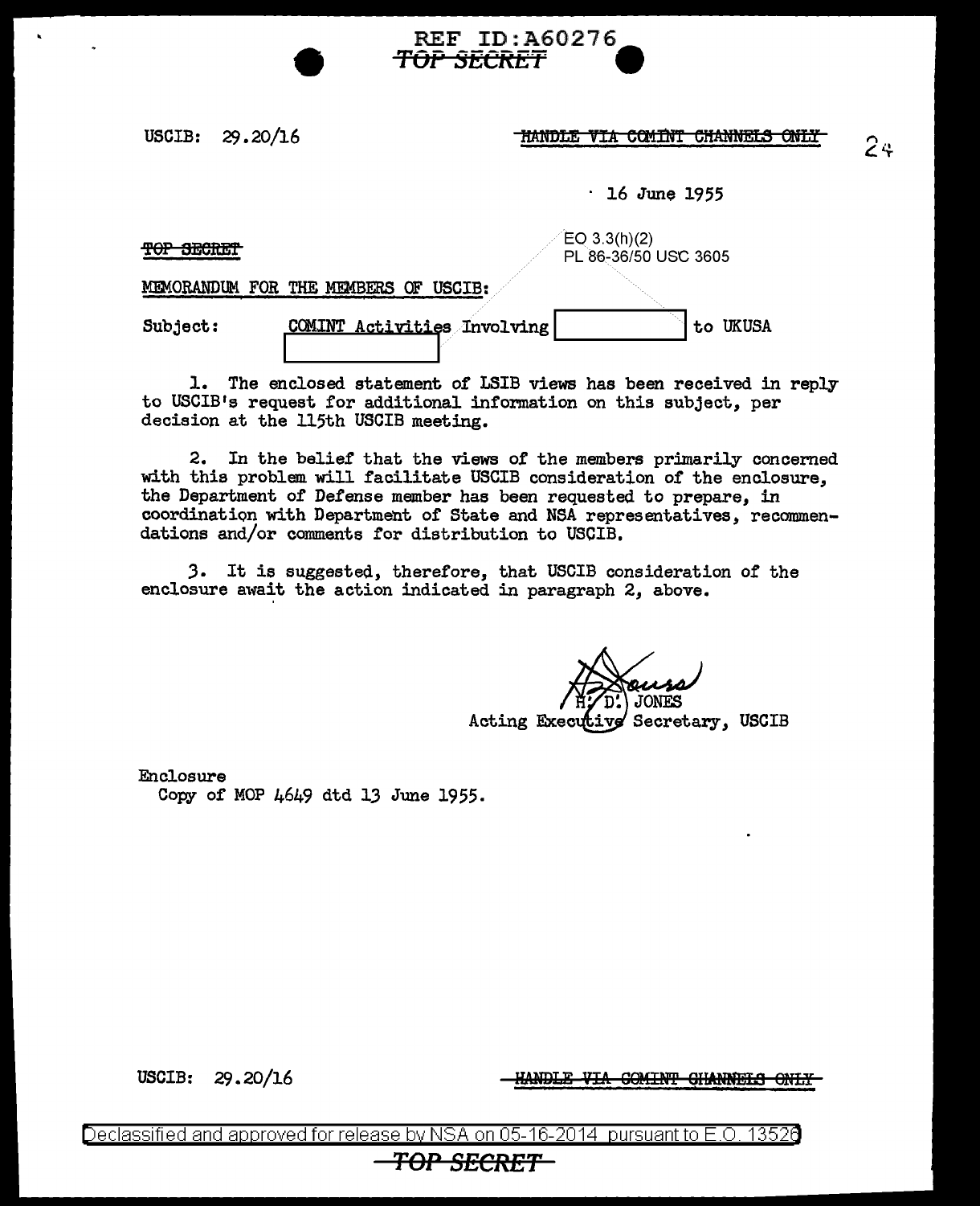REF ID:A60276
~~TOP SECRET~~

USCIB: 29.20/16

~~HANDLE VIA COMINT CHANNELS ONLY~~

24

16 June 1955

~~TOP SECRET~~

EO 3.3(h)(2)
PL 86-36/50 USC 3605

MEMORANDUM FOR THE MEMBERS OF USCIB:

Subject: COMINT Activities Involving [REDACTED] to UKUSA [REDACTED]

1. The enclosed statement of LSIB views has been received in reply to USCIB's request for additional information on this subject, per decision at the 115th USCIB meeting.

2. In the belief that the views of the members primarily concerned with this problem will facilitate USCIB consideration of the enclosure, the Department of Defense member has been requested to prepare, in coordination with Department of State and NSA representatives, recommendations and/or comments for distribution to USCIB.

3. It is suggested, therefore, that USCIB consideration of the enclosure await the action indicated in paragraph 2, above.

H. D. JONES
Acting Executive Secretary, USCIB

Enclosure
Copy of MOP 4649 dtd 13 June 1955.

USCIB: 29.20/16

~~HANDLE VIA COMINT CHANNELS ONLY~~

Declassified and approved for release by NSA on 05-16-2014 pursuant to E.O. 13526

~~TOP SECRET~~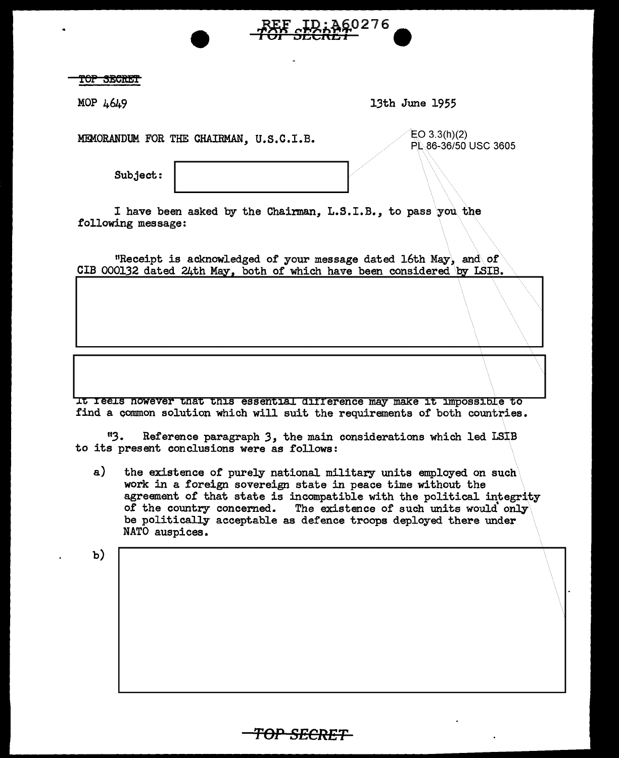TOP SECRET

MOP 4649

13th June 1955

MEMORANDUM FOR THE CHAIRMAN, U.S.C.I.B.

EO 3.3(h)(2)
PL 86-36/50 USC 3605

Subject:

I have been asked by the Chairman, L.S.I.B., to pass you the following message:

"Receipt is acknowledged of your message dated 16th May, and of CIB 000132 dated 24th May, both of which have been considered by LSIB.

It feels however that this essential difference may make it impossible to find a common solution which will suit the requirements of both countries.

"3. Reference paragraph 3, the main considerations which led LSIB to its present conclusions were as follows:

a) the existence of purely national military units employed on such work in a foreign sovereign state in peace time without the agreement of that state is incompatible with the political integrity of the country concerned. The existence of such units would only be politically acceptable as defence troops deployed there under NATO auspices.

b)

TOP SECRET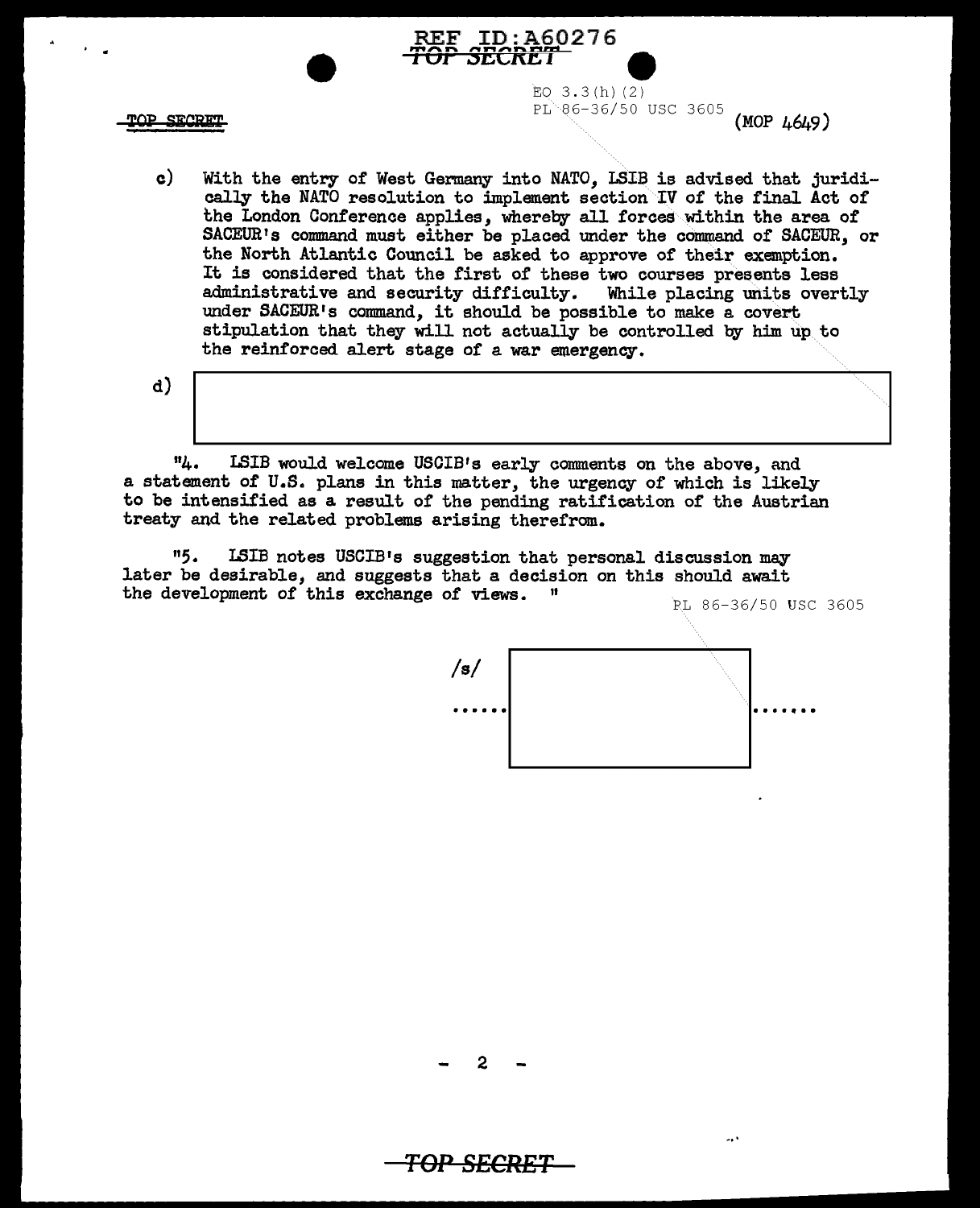REF ID:A60276

TOP SECRET

EO 3.3(h)(2)
PL 86-36/50 USC 3605

(MOP 4649)

c) With the entry of West Germany into NATO, LSIB is advised that juridically the NATO resolution to implement section IV of the final Act of the London Conference applies, whereby all forces within the area of SACEUR's command must either be placed under the command of SACEUR, or the North Atlantic Council be asked to approve of their exemption. It is considered that the first of these two courses presents less administrative and security difficulty. While placing units overtly under SACEUR's command, it should be possible to make a covert stipulation that they will not actually be controlled by him up to the reinforced alert stage of a war emergency.

d)

"4. LSIB would welcome USCIB's early comments on the above, and a statement of U.S. plans in this matter, the urgency of which is likely to be intensified as a result of the pending ratification of the Austrian treaty and the related problems arising therefrom.

"5. LSIB notes USCIB's suggestion that personal discussion may later be desirable, and suggests that a decision on this should await the development of this exchange of views. "

PL 86-36/50 USC 3605

/s/

TOP SECRET